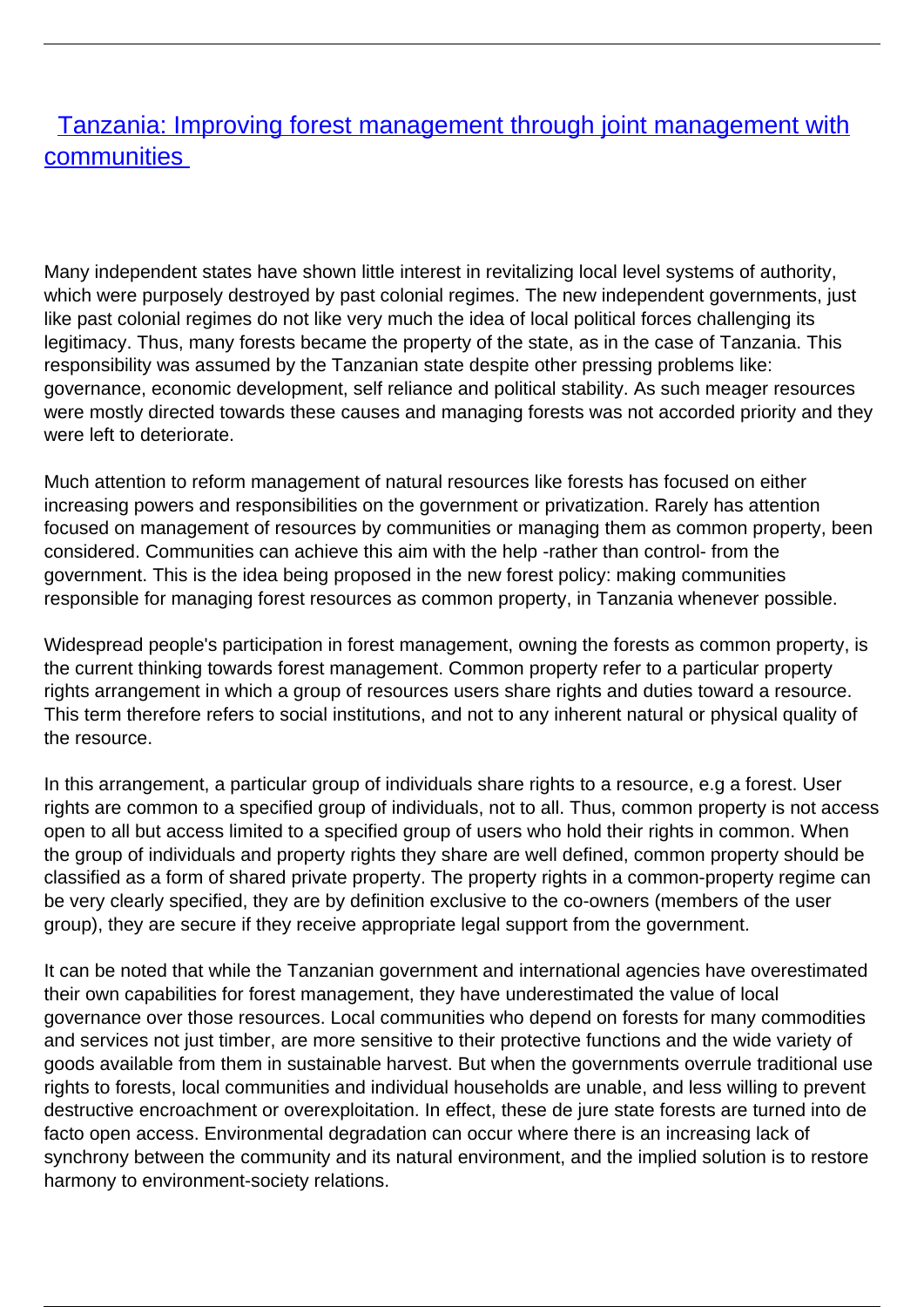# [Tanzania: Improving forest management through joint management with communities](#)

Many independent states have shown little interest in revitalizing local level systems of authority, which were purposely destroyed by past colonial regimes. The new independent governments, just like past colonial regimes do not like very much the idea of local political forces challenging its legitimacy. Thus, many forests became the property of the state, as in the case of Tanzania. This responsibility was assumed by the Tanzanian state despite other pressing problems like: governance, economic development, self reliance and political stability. As such meager resources were mostly directed towards these causes and managing forests was not accorded priority and they were left to deteriorate.

Much attention to reform management of natural resources like forests has focused on either increasing powers and responsibilities on the government or privatization. Rarely has attention focused on management of resources by communities or managing them as common property, been considered. Communities can achieve this aim with the help -rather than control- from the government. This is the idea being proposed in the new forest policy: making communities responsible for managing forest resources as common property, in Tanzania whenever possible.

Widespread people's participation in forest management, owning the forests as common property, is the current thinking towards forest management. Common property refer to a particular property rights arrangement in which a group of resources users share rights and duties toward a resource. This term therefore refers to social institutions, and not to any inherent natural or physical quality of the resource.

In this arrangement, a particular group of individuals share rights to a resource, e.g a forest. User rights are common to a specified group of individuals, not to all. Thus, common property is not access open to all but access limited to a specified group of users who hold their rights in common. When the group of individuals and property rights they share are well defined, common property should be classified as a form of shared private property. The property rights in a common-property regime can be very clearly specified, they are by definition exclusive to the co-owners (members of the user group), they are secure if they receive appropriate legal support from the government.

It can be noted that while the Tanzanian government and international agencies have overestimated their own capabilities for forest management, they have underestimated the value of local governance over those resources. Local communities who depend on forests for many commodities and services not just timber, are more sensitive to their protective functions and the wide variety of goods available from them in sustainable harvest. But when the governments overrule traditional use rights to forests, local communities and individual households are unable, and less willing to prevent destructive encroachment or overexploitation. In effect, these de jure state forests are turned into de facto open access. Environmental degradation can occur where there is an increasing lack of synchrony between the community and its natural environment, and the implied solution is to restore harmony to environment-society relations.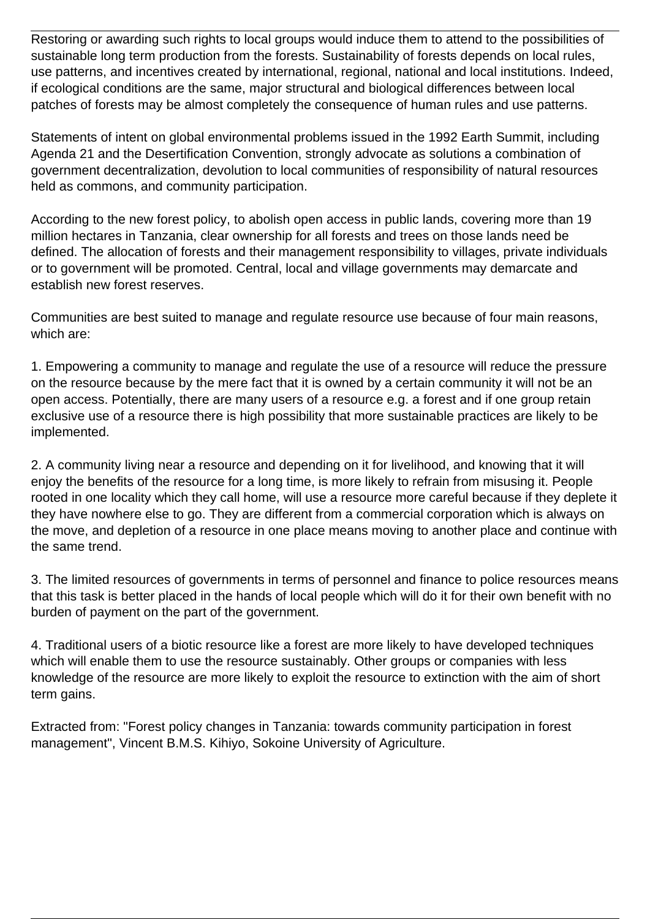Restoring or awarding such rights to local groups would induce them to attend to the possibilities of sustainable long term production from the forests. Sustainability of forests depends on local rules, use patterns, and incentives created by international, regional, national and local institutions. Indeed, if ecological conditions are the same, major structural and biological differences between local patches of forests may be almost completely the consequence of human rules and use patterns.

Statements of intent on global environmental problems issued in the 1992 Earth Summit, including Agenda 21 and the Desertification Convention, strongly advocate as solutions a combination of government decentralization, devolution to local communities of responsibility of natural resources held as commons, and community participation.

According to the new forest policy, to abolish open access in public lands, covering more than 19 million hectares in Tanzania, clear ownership for all forests and trees on those lands need be defined. The allocation of forests and their management responsibility to villages, private individuals or to government will be promoted. Central, local and village governments may demarcate and establish new forest reserves.

Communities are best suited to manage and regulate resource use because of four main reasons, which are:

1. Empowering a community to manage and regulate the use of a resource will reduce the pressure on the resource because by the mere fact that it is owned by a certain community it will not be an open access. Potentially, there are many users of a resource e.g. a forest and if one group retain exclusive use of a resource there is high possibility that more sustainable practices are likely to be implemented.

2. A community living near a resource and depending on it for livelihood, and knowing that it will enjoy the benefits of the resource for a long time, is more likely to refrain from misusing it. People rooted in one locality which they call home, will use a resource more careful because if they deplete it they have nowhere else to go. They are different from a commercial corporation which is always on the move, and depletion of a resource in one place means moving to another place and continue with the same trend.

3. The limited resources of governments in terms of personnel and finance to police resources means that this task is better placed in the hands of local people which will do it for their own benefit with no burden of payment on the part of the government.

4. Traditional users of a biotic resource like a forest are more likely to have developed techniques which will enable them to use the resource sustainably. Other groups or companies with less knowledge of the resource are more likely to exploit the resource to extinction with the aim of short term gains.

Extracted from: "Forest policy changes in Tanzania: towards community participation in forest management", Vincent B.M.S. Kihiyo, Sokoine University of Agriculture.